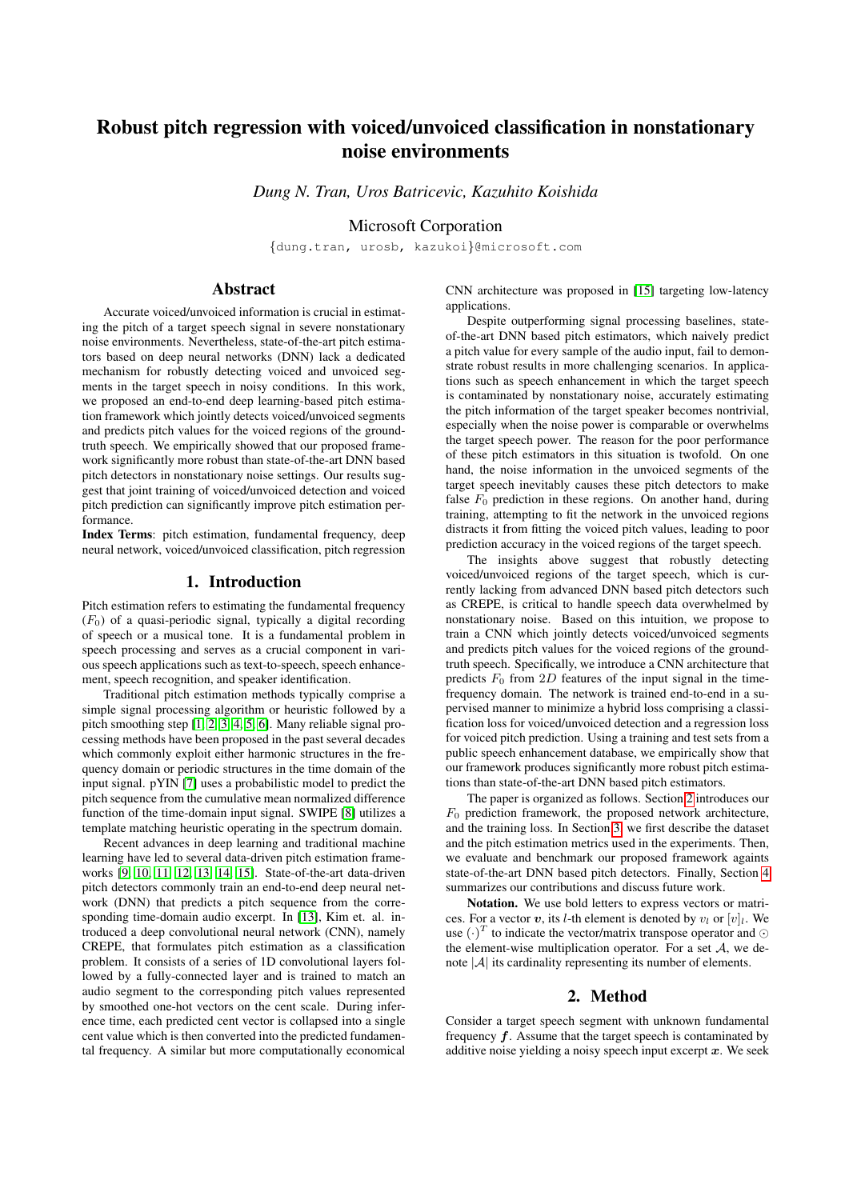# Robust pitch regression with voiced/unvoiced classification in nonstationary noise environments

*Dung N. Tran, Uros Batricevic, Kazuhito Koishida*

Microsoft Corporation

{dung.tran, urosb, kazukoi}@microsoft.com

## Abstract

Accurate voiced/unvoiced information is crucial in estimating the pitch of a target speech signal in severe nonstationary noise environments. Nevertheless, state-of-the-art pitch estimators based on deep neural networks (DNN) lack a dedicated mechanism for robustly detecting voiced and unvoiced segments in the target speech in noisy conditions. In this work, we proposed an end-to-end deep learning-based pitch estimation framework which jointly detects voiced/unvoiced segments and predicts pitch values for the voiced regions of the ground-truth speech. We empirically showed that our proposed framework significantly more robust than state-of-the-art DNN based pitch detectors in nonstationary noise settings. Our results suggest that joint training of voiced/unvoiced detection and voiced pitch prediction can significantly improve pitch estimation performance.

**Index Terms**: pitch estimation, fundamental frequency, deep neural network, voiced/unvoiced classification, pitch regression

## 1. Introduction

Pitch estimation refers to estimating the fundamental frequency ($F_0$) of a quasi-periodic signal, typically a digital recording of speech or a musical tone. It is a fundamental problem in speech processing and serves as a crucial component in various speech applications such as text-to-speech, speech enhancement, speech recognition, and speaker identification.

Traditional pitch estimation methods typically comprise a simple signal processing algorithm or heuristic followed by a pitch smoothing step [1, 2, 3, 4, 5, 6]. Many reliable signal processing methods have been proposed in the past several decades which commonly exploit either harmonic structures in the frequency domain or periodic structures in the time domain of the input signal. pYIN [7] uses a probabilistic model to predict the pitch sequence from the cumulative mean normalized difference function of the time-domain input signal. SWIPE [8] utilizes a template matching heuristic operating in the spectrum domain.

Recent advances in deep learning and traditional machine learning have led to several data-driven pitch estimation frameworks [9, 10, 11, 12, 13, 14, 15]. State-of-the-art data-driven pitch detectors commonly train an end-to-end deep neural network (DNN) that predicts a pitch sequence from the corresponding time-domain audio excerpt. In [13], Kim et. al. introduced a deep convolutional neural network (CNN), namely CREPE, that formulates pitch estimation as a classification problem. It consists of a series of 1D convolutional layers followed by a fully-connected layer and is trained to match an audio segment to the corresponding pitch values represented by smoothed one-hot vectors on the cent scale. During inference time, each predicted cent vector is collapsed into a single cent value which is then converted into the predicted fundamental frequency. A similar but more computationally economical CNN architecture was proposed in [15] targeting low-latency applications.

Despite outperforming signal processing baselines, state-of-the-art DNN based pitch estimators, which naively predict a pitch value for every sample of the audio input, fail to demonstrate robust results in more challenging scenarios. In applications such as speech enhancement in which the target speech is contaminated by nonstationary noise, accurately estimating the pitch information of the target speaker becomes nontrivial, especially when the noise power is comparable or overwhelms the target speech power. The reason for the poor performance of these pitch estimators in this situation is twofold. On one hand, the noise information in the unvoiced segments of the target speech inevitably causes these pitch detectors to make false $F_0$ prediction in these regions. On another hand, during training, attempting to fit the network in the unvoiced regions distracts it from fitting the voiced pitch values, leading to poor prediction accuracy in the voiced regions of the target speech.

The insights above suggest that robustly detecting voiced/unvoiced regions of the target speech, which is currently lacking from advanced DNN based pitch detectors such as CREPE, is critical to handle speech data overwhelmed by nonstationary noise. Based on this intuition, we propose to train a CNN which jointly detects voiced/unvoiced segments and predicts pitch values for the voiced regions of the ground-truth speech. Specifically, we introduce a CNN architecture that predicts $F_0$ from $2D$ features of the input signal in the time-frequency domain. The network is trained end-to-end in a supervised manner to minimize a hybrid loss comprising a classification loss for voiced/unvoiced detection and a regression loss for voiced pitch prediction. Using a training and test sets from a public speech enhancement database, we empirically show that our framework produces significantly more robust pitch estimations than state-of-the-art DNN based pitch estimators.

The paper is organized as follows. Section 2 introduces our $F_0$ prediction framework, the proposed network architecture, and the training loss. In Section 3, we first describe the dataset and the pitch estimation metrics used in the experiments. Then, we evaluate and benchmark our proposed framework againts state-of-the-art DNN based pitch detectors. Finally, Section 4 summarizes our contributions and discuss future work.

**Notation.** We use bold letters to express vectors or matrices. For a vector $\boldsymbol{v}$, its $l$-th element is denoted by $v_l$ or $[v]_l$. We use $(\cdot)^T$ to indicate the vector/matrix transpose operator and $\odot$ the element-wise multiplication operator. For a set $\mathcal{A}$, we denote $|\mathcal{A}|$ its cardinality representing its number of elements.

## 2. Method

Consider a target speech segment with unknown fundamental frequency $\boldsymbol{f}$. Assume that the target speech is contaminated by additive noise yielding a noisy speech input excerpt $\boldsymbol{x}$. We seek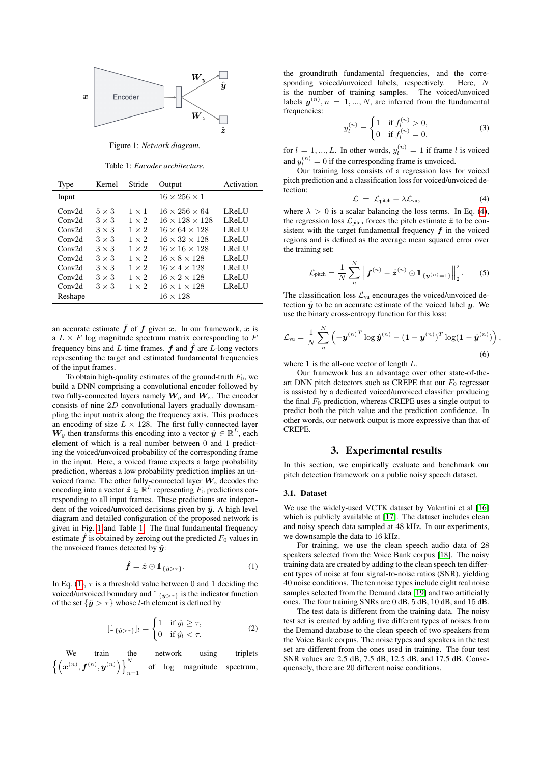Figure 1: *Network diagram.*

Table 1: *Encoder architecture.*

| Type | Kernel | Stride | Output | Activation |
|---|---|---|---|---|
| Input | | | $16 \times 256 \times 1$ | |
| Conv2d | $5 \times 3$ | $1 \times 1$ | $16 \times 256 \times 64$ | LReLU |
| Conv2d | $3 \times 3$ | $1 \times 2$ | $16 \times 128 \times 128$ | LReLU |
| Conv2d | $3 \times 3$ | $1 \times 2$ | $16 \times 64 \times 128$ | LReLU |
| Conv2d | $3 \times 3$ | $1 \times 2$ | $16 \times 32 \times 128$ | LReLU |
| Conv2d | $3 \times 3$ | $1 \times 2$ | $16 \times 16 \times 128$ | LReLU |
| Conv2d | $3 \times 3$ | $1 \times 2$ | $16 \times 8 \times 128$ | LReLU |
| Conv2d | $3 \times 3$ | $1 \times 2$ | $16 \times 4 \times 128$ | LReLU |
| Conv2d | $3 \times 3$ | $1 \times 2$ | $16 \times 2 \times 128$ | LReLU |
| Conv2d | $3 \times 3$ | $1 \times 2$ | $16 \times 1 \times 128$ | LReLU |
| Reshape | | | $16 \times 128$ | |

an accurate estimate $\hat{\boldsymbol{f}}$ of $\boldsymbol{f}$ given $\boldsymbol{x}$. In our framework, $\boldsymbol{x}$ is a $L \times F$ log magnitude spectrum matrix corresponding to $F$ frequency bins and $L$ time frames. $\boldsymbol{f}$ and $\hat{\boldsymbol{f}}$ are $L$-long vectors representing the target and estimated fundamental frequencies of the input frames.

To obtain high-quality estimates of the ground-truth $F_0$, we build a DNN comprising a convolutional encoder followed by two fully-connected layers namely $\boldsymbol{W}_y$ and $\boldsymbol{W}_z$. The encoder consists of nine $2D$ convolutional layers gradually downsampling the input matrix along the frequency axis. This produces an encoding of size $L \times 128$. The first fully-connected layer $\boldsymbol{W}_y$ then transforms this encoding into a vector $\hat{\boldsymbol{y}} \in \mathbb{R}^L$, each element of which is a real number between 0 and 1 predicting the voiced/unvoiced probability of the corresponding frame in the input. Here, a voiced frame expects a large probability prediction, whereas a low probability prediction indicates an unvoiced frame. The other fully-connected layer $\boldsymbol{W}_z$ decodes the encoding into a vector $\hat{\boldsymbol{z}} \in \mathbb{R}^L$ representing $F_0$ predictions corresponding to all input frames. These predictions are independent of the voiced/unvoiced decisions given by $\hat{\boldsymbol{y}}$. A high level diagram and detailed configuration of the proposed network is given in Fig. 1 and Table 1. The final fundamental frequency estimate $\hat{\boldsymbol{f}}$ is obtained by zeroing out the predicted $F_0$ values in the unvoiced frames detected by $\hat{\boldsymbol{y}}$:

$$\hat{\boldsymbol{f}} = \hat{\boldsymbol{z}} \odot \mathbb{1}_{\{\hat{\boldsymbol{y}} > \tau\}}. \tag{1}$$

In Eq. (1), $\tau$ is a threshold value between 0 and 1 deciding the voiced/unvoiced boundary and $\mathbb{1}_{\{\hat{\boldsymbol{y}} > \tau\}}$ is the indicator function of the set $\{\hat{\boldsymbol{y}} > \tau\}$ whose $l$-th element is defined by

$$[\mathbb{1}_{\{\hat{\boldsymbol{y}} > \tau\}}]_l = \begin{cases} 1 & \text{if } \hat{y}_l \geq \tau, \\ 0 & \text{if } \hat{y}_l < \tau. \end{cases} \tag{2}$$

We train the network using triplets $\left\{\left(\boldsymbol{x}^{(n)}, \boldsymbol{f}^{(n)}, \boldsymbol{y}^{(n)}\right)\right\}_{n=1}^{N}$ of log magnitude spectrum, the groundtruth fundamental frequencies, and the corresponding voiced/unvoiced labels, respectively. Here, $N$ is the number of training samples. The voiced/unvoiced labels $\boldsymbol{y}^{(n)}, n = 1, ..., N$, are inferred from the fundamental frequencies:

$$y_l^{(n)} = \begin{cases} 1 & \text{if } f_l^{(n)} > 0, \\ 0 & \text{if } f_l^{(n)} = 0, \end{cases} \tag{3}$$

for $l = 1, ..., L$. In other words, $y_l^{(n)} = 1$ if frame $l$ is voiced and $y_l^{(n)} = 0$ if the corresponding frame is unvoiced.

Our training loss consists of a regression loss for voiced pitch prediction and a classification loss for voiced/unvoiced detection:

$$\mathcal{L} = \mathcal{L}_{\text{pitch}} + \lambda \mathcal{L}_{\text{vu}}, \tag{4}$$

where $\lambda > 0$ is a scalar balancing the loss terms. In Eq. (4), the regression loss $\mathcal{L}_{\text{pitch}}$ forces the pitch estimate $\hat{\boldsymbol{z}}$ to be consistent with the target fundamental frequency $\boldsymbol{f}$ in the voiced regions and is defined as the average mean squared error over the training set:

$$\mathcal{L}_{\text{pitch}} = \frac{1}{N} \sum_{n}^{N} \left\| \boldsymbol{f}^{(n)} - \hat{\boldsymbol{z}}^{(n)} \odot \mathbb{1}_{\{\boldsymbol{y}^{(n)} = 1\}} \right\|_2^2. \tag{5}$$

The classification loss $\mathcal{L}_{\text{vu}}$ encourages the voiced/unvoiced detection $\hat{\boldsymbol{y}}$ to be an accurate estimate of the voiced label $\boldsymbol{y}$. We use the binary cross-entropy function for this loss:

$$\mathcal{L}_{\text{vu}} = \frac{1}{N} \sum_{n}^{N} \left( -\boldsymbol{y}^{(n)T} \log \hat{\boldsymbol{y}}^{(n)} - (\mathbf{1} - \boldsymbol{y}^{(n)})^T \log(\mathbf{1} - \hat{\boldsymbol{y}}^{(n)}) \right), \tag{6}$$

where $\mathbf{1}$ is the all-one vector of length $L$.

Our framework has an advantage over other state-of-the-art DNN pitch detectors such as CREPE that our $F_0$ regressor is assisted by a dedicated voiced/unvoiced classifier producing the final $F_0$ prediction, whereas CREPE uses a single output to predict both the pitch value and the prediction confidence. In other words, our network output is more expressive than that of CREPE.

## 3. Experimental results

In this section, we empirically evaluate and benchmark our pitch detection framework on a public noisy speech dataset.

### 3.1. Dataset

We use the widely-used VCTK dataset by Valentini et al [16] which is publicly available at [17]. The dataset includes clean and noisy speech data sampled at 48 kHz. In our experiments, we downsample the data to 16 kHz.

For training, we use the clean speech audio data of 28 speakers selected from the Voice Bank corpus [18]. The noisy training data are created by adding to the clean speech ten different types of noise at four signal-to-noise ratios (SNR), yielding 40 noise conditions. The ten noise types include eight real noise samples selected from the Demand data [19] and two artificially ones. The four training SNRs are 0 dB, 5 dB, 10 dB, and 15 dB.

The test data is different from the training data. The noisy test set is created by adding five different types of noises from the Demand database to the clean speech of two speakers from the Voice Bank corpus. The noise types and speakers in the test set are different from the ones used in training. The four test SNR values are 2.5 dB, 7.5 dB, 12.5 dB, and 17.5 dB. Consequensely, there are 20 different noise conditions.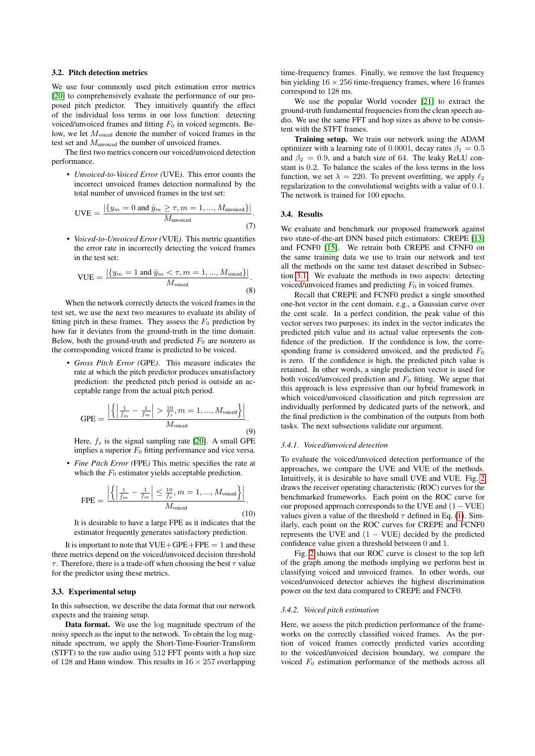### 3.2. Pitch detection metrics

We use four commonly used pitch estimation error metrics [20] to comprehensively evaluate the performance of our proposed pitch predictor. They intuitively quantify the effect of the individual loss terms in our loss function: detecting voiced/unvoiced frames and fitting $F_0$ in voiced segments. Below, we let $M_{\text{voiced}}$ denote the number of voiced frames in the test set and $M_{\text{unvoiced}}$ the number of unvoiced frames.

The first two metrics concern our voiced/unvoiced detection performance.

- *Unvoiced-to-Voiced Error (*UVE*).* This error counts the incorrect unvoiced frames detection normalized by the total number of unvoiced frames in the test set:

$$\text{UVE} = \frac{|\{y_m = 0 \text{ and } \hat{y}_m \geq \tau, m = 1, ..., M_{\text{unvoiced}}\}|}{M_{\text{unvoiced}}}. \tag{7}$$

- *Voiced-to-Unvoiced Error (*VUE*).* This metric quantifies the error rate in incorrectly detecting the voiced frames in the test set:

$$\text{VUE} = \frac{|\{y_m = 1 \text{ and } \hat{y}_m < \tau, m = 1, ..., M_{\text{voiced}}\}|}{M_{\text{voiced}}}. \tag{8}$$

When the network correctly detects the voiced frames in the test set, we use the next two measures to evaluate its ability of fitting pitch in these frames. They assess the $F_0$ prediction by how far it deviates from the ground-truth in the time domain. Below, both the ground-truth and predicted $F_0$ are nonzero as the corresponding voiced frame is predicted to be voiced.

- *Gross Pitch Error (*GPE*).* This measure indicates the rate at which the pitch predictor produces unsatisfactory prediction: the predicted pitch period is outside an acceptable range from the actual pitch period.

$$\text{GPE} = \frac{\left|\left\{\left|\frac{1}{\hat{f}_m} - \frac{1}{f_m}\right| > \frac{10}{f_s}, m = 1, ..., M_{\text{voiced}}\right\}\right|}{M_{\text{voiced}}}. \tag{9}$$

Here, $f_s$ is the signal sampling rate [20]. A small GPE implies a superior $F_0$ fitting performance and vice versa.

- *Fine Pitch Error (*FPE*)* This metric specifies the rate at which the $F_0$ estimator yields acceptable prediction.

$$\text{FPE} = \frac{\left|\left\{\left|\frac{1}{\hat{f}_m} - \frac{1}{f_m}\right| \leq \frac{10}{f_s}, m = 1, ..., M_{\text{voiced}}\right\}\right|}{M_{\text{voiced}}}. \tag{10}$$

It is desirable to have a large FPE as it indicates that the estimator frequently generates satisfactory prediction.

It is important to note that VUE+GPE+FPE $= 1$ and these three metrics depend on the voiced/unvoiced decision threshold $\tau$. Therefore, there is a trade-off when choosing the best $\tau$ value for the predictor using these metrics.

### 3.3. Experimental setup

In this subsection, we describe the data format that our network expects and the training setup.

**Data format.** We use the log magnitude spectrum of the noisy speech as the input to the network. To obtain the log magnitude spectrum, we apply the Short-Time-Fourier-Transform (STFT) to the raw audio using 512 FFT points with a hop size of 128 and Hann window. This results in $16 \times 257$ overlapping time-frequency frames. Finally, we remove the last frequency bin yielding $16 \times 256$ time-frequency frames, where 16 frames correspond to 128 ms.

We use the popular World vocoder [21] to extract the ground-truth fundamental frequencies from the clean speech audio. We use the same FFT and hop sizes as above to be consistent with the STFT frames.

**Training setup.** We train our network using the ADAM optimizer with a learning rate of 0.0001, decay rates $\beta_1 = 0.5$ and $\beta_2 = 0.9$, and a batch size of 64. The leaky ReLU constant is 0.2. To balance the scales of the loss terms in the loss function, we set $\lambda = 220$. To prevent overfitting, we apply $\ell_2$ regularization to the convolutional weights with a value of 0.1. The network is trained for 100 epochs.

### 3.4. Results

We evaluate and benchmark our proposed framework against two state-of-the-art DNN based pitch estimators: CREPE [13] and FCNF0 [15]. We retrain both CREPE and CFNF0 on the same training data we use to train our network and test all the methods on the same test dataset described in Subsection 3.1. We evaluate the methods in two aspects: detecting voiced/unvoiced frames and predicting $F_0$ in voiced frames.

Recall that CREPE and FCNF0 predict a single smoothed one-hot vector in the cent domain, e.g., a Gaussian curve over the cent scale. In a perfect condition, the peak value of this vector serves two purposes: its index in the vector indicates the predicted pitch value and its actual value represents the confidence of the prediction. If the confidence is low, the corresponding frame is considered unvoiced, and the predicted $F_0$ is zero. If the confidence is high, the predicted pitch value is retained. In other words, a single prediction vector is used for both voiced/unvoiced prediction and $F_0$ fitting. We argue that this approach is less expressive than our hybrid framework in which voiced/unvoiced classification and pitch regression are individually performed by dedicated parts of the network, and the final prediction is the combination of the outputs from both tasks. The next subsections validate our argument.

#### 3.4.1. Voiced/unvoiced detection

To evaluate the voiced/unvoiced detection performance of the approaches, we compare the UVE and VUE of the methods. Intuitively, it is desirable to have small UVE and VUE. Fig. 2 draws the receiver operating characteristic (ROC) curves for the benchmarked frameworks. Each point on the ROC curve for our proposed approach corresponds to the UVE and $(1 - \text{VUE})$ values given a value of the threshold $\tau$ defined in Eq. (1). Similarly, each point on the ROC curves for CREPE and FCNF0 represents the UVE and $(1 - \text{VUE})$ decided by the predicted confidence value given a threshold between 0 and 1.

Fig. 2 shows that our ROC curve is closest to the top left of the graph among the methods implying we perform best in classifying voiced and unvoiced frames. In other words, our voiced/unvoiced detector achieves the highest discrimination power on the test data compared to CREPE and FNCF0.

#### 3.4.2. Voiced pitch estimation

Here, we assess the pitch prediction performance of the frameworks on the correctly classified voiced frames. As the portion of voiced frames correctly predicted varies according to the voiced/unvoiced decision boundary, we compare the voiced $F_0$ estimation performance of the methods across all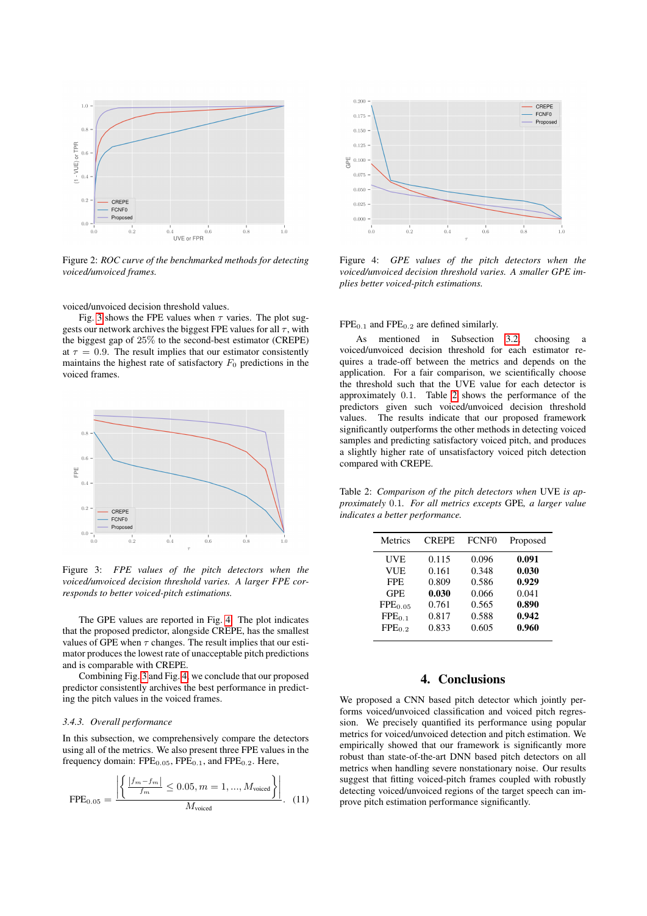Figure 2: *ROC curve of the benchmarked methods for detecting voiced/unvoiced frames.*

voiced/unvoiced decision threshold values.

Fig. 3 shows the FPE values when $\tau$ varies. The plot suggests our network archives the biggest FPE values for all $\tau$, with the biggest gap of 25% to the second-best estimator (CREPE) at $\tau = 0.9$. The result implies that our estimator consistently maintains the highest rate of satisfactory $F_0$ predictions in the voiced frames.

Figure 3: *FPE values of the pitch detectors when the voiced/unvoiced decision threshold varies. A larger FPE corresponds to better voiced-pitch estimations.*

The GPE values are reported in Fig. 4. The plot indicates that the proposed predictor, alongside CREPE, has the smallest values of GPE when $\tau$ changes. The result implies that our estimator produces the lowest rate of unacceptable pitch predictions and is comparable with CREPE.

Combining Fig. 3 and Fig. 4, we conclude that our proposed predictor consistently archives the best performance in predicting the pitch values in the voiced frames.

### 3.4.3. Overall performance

In this subsection, we comprehensively compare the detectors using all of the metrics. We also present three FPE values in the frequency domain: $\text{FPE}_{0.05}$, $\text{FPE}_{0.1}$, and $\text{FPE}_{0.2}$. Here,

$$\text{FPE}_{0.05} = \frac{\left|\left\{ \frac{|\hat{f}_m - f_m|}{f_m} \leq 0.05, m = 1, ..., M_{\text{voiced}} \right\}\right|}{M_{\text{voiced}}}. \quad (11)$$

Figure 4: *GPE values of the pitch detectors when the voiced/unvoiced decision threshold varies. A smaller GPE implies better voiced-pitch estimations.*

$\text{FPE}_{0.1}$ and $\text{FPE}_{0.2}$ are defined similarly.

As mentioned in Subsection 3.2, choosing a voiced/unvoiced decision threshold for each estimator requires a trade-off between the metrics and depends on the application. For a fair comparison, we scientifically choose the threshold such that the UVE value for each detector is approximately 0.1. Table 2 shows the performance of the predictors given such voiced/unvoiced decision threshold values. The results indicate that our proposed framework significantly outperforms the other methods in detecting voiced samples and predicting satisfactory voiced pitch, and produces a slightly higher rate of unsatisfactory voiced pitch detection compared with CREPE.

Table 2: *Comparison of the pitch detectors when* UVE *is approximately* 0.1*. For all metrics excepts* GPE*, a larger value indicates a better performance.*

| Metrics | CREPE | FCNF0 | Proposed |
|---|---|---|---|
| UVE | 0.115 | 0.096 | **0.091** |
| VUE | 0.161 | 0.348 | **0.030** |
| FPE | 0.809 | 0.586 | **0.929** |
| GPE | **0.030** | 0.066 | 0.041 |
| $\text{FPE}_{0.05}$ | 0.761 | 0.565 | **0.890** |
| $\text{FPE}_{0.1}$ | 0.817 | 0.588 | **0.942** |
| $\text{FPE}_{0.2}$ | 0.833 | 0.605 | **0.960** |

## 4. Conclusions

We proposed a CNN based pitch detector which jointly performs voiced/unvoiced classification and voiced pitch regression. We precisely quantified its performance using popular metrics for voiced/unvoiced detection and pitch estimation. We empirically showed that our framework is significantly more robust than state-of-the-art DNN based pitch detectors on all metrics when handling severe nonstationary noise. Our results suggest that fitting voiced-pitch frames coupled with robustly detecting voiced/unvoiced regions of the target speech can improve pitch estimation performance significantly.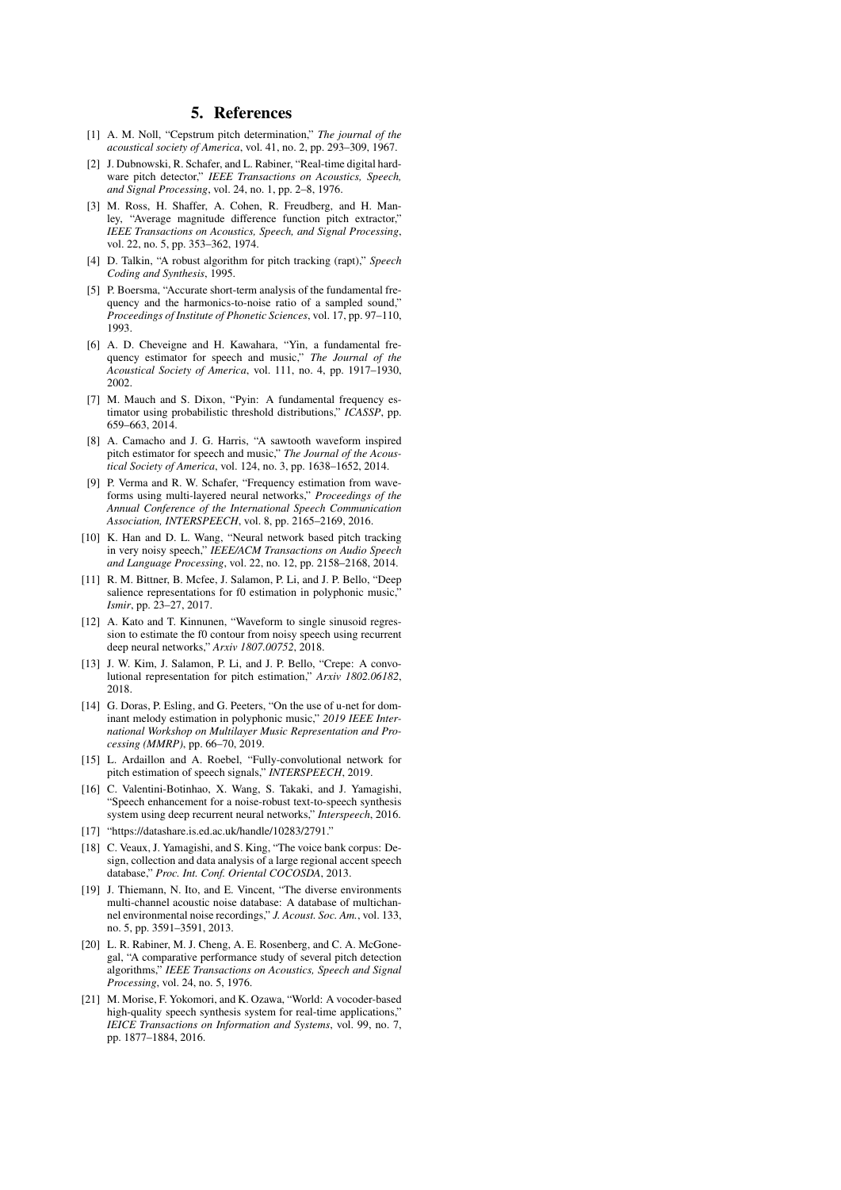## 5. References

[1] A. M. Noll, "Cepstrum pitch determination," *The journal of the acoustical society of America*, vol. 41, no. 2, pp. 293–309, 1967.

[2] J. Dubnowski, R. Schafer, and L. Rabiner, "Real-time digital hardware pitch detector," *IEEE Transactions on Acoustics, Speech, and Signal Processing*, vol. 24, no. 1, pp. 2–8, 1976.

[3] M. Ross, H. Shaffer, A. Cohen, R. Freudberg, and H. Manley, "Average magnitude difference function pitch extractor," *IEEE Transactions on Acoustics, Speech, and Signal Processing*, vol. 22, no. 5, pp. 353–362, 1974.

[4] D. Talkin, "A robust algorithm for pitch tracking (rapt)," *Speech Coding and Synthesis*, 1995.

[5] P. Boersma, "Accurate short-term analysis of the fundamental frequency and the harmonics-to-noise ratio of a sampled sound," *Proceedings of Institute of Phonetic Sciences*, vol. 17, pp. 97–110, 1993.

[6] A. D. Cheveigne and H. Kawahara, "Yin, a fundamental frequency estimator for speech and music," *The Journal of the Acoustical Society of America*, vol. 111, no. 4, pp. 1917–1930, 2002.

[7] M. Mauch and S. Dixon, "Pyin: A fundamental frequency estimator using probabilistic threshold distributions," *ICASSP*, pp. 659–663, 2014.

[8] A. Camacho and J. G. Harris, "A sawtooth waveform inspired pitch estimator for speech and music," *The Journal of the Acoustical Society of America*, vol. 124, no. 3, pp. 1638–1652, 2014.

[9] P. Verma and R. W. Schafer, "Frequency estimation from waveforms using multi-layered neural networks," *Proceedings of the Annual Conference of the International Speech Communication Association, INTERSPEECH*, vol. 8, pp. 2165–2169, 2016.

[10] K. Han and D. L. Wang, "Neural network based pitch tracking in very noisy speech," *IEEE/ACM Transactions on Audio Speech and Language Processing*, vol. 22, no. 12, pp. 2158–2168, 2014.

[11] R. M. Bittner, B. Mcfee, J. Salamon, P. Li, and J. P. Bello, "Deep salience representations for f0 estimation in polyphonic music," *Ismir*, pp. 23–27, 2017.

[12] A. Kato and T. Kinnunen, "Waveform to single sinusoid regression to estimate the f0 contour from noisy speech using recurrent deep neural networks," *Arxiv 1807.00752*, 2018.

[13] J. W. Kim, J. Salamon, P. Li, and J. P. Bello, "Crepe: A convolutional representation for pitch estimation," *Arxiv 1802.06182*, 2018.

[14] G. Doras, P. Esling, and G. Peeters, "On the use of u-net for dominant melody estimation in polyphonic music," *2019 IEEE International Workshop on Multilayer Music Representation and Processing (MMRP)*, pp. 66–70, 2019.

[15] L. Ardaillon and A. Roebel, "Fully-convolutional network for pitch estimation of speech signals," *INTERSPEECH*, 2019.

[16] C. Valentini-Botinhao, X. Wang, S. Takaki, and J. Yamagishi, "Speech enhancement for a noise-robust text-to-speech synthesis system using deep recurrent neural networks," *Interspeech*, 2016.

[17] "https://datashare.is.ed.ac.uk/handle/10283/2791."

[18] C. Veaux, J. Yamagishi, and S. King, "The voice bank corpus: Design, collection and data analysis of a large regional accent speech database," *Proc. Int. Conf. Oriental COCOSDA*, 2013.

[19] J. Thiemann, N. Ito, and E. Vincent, "The diverse environments multi-channel acoustic noise database: A database of multichannel environmental noise recordings," *J. Acoust. Soc. Am.*, vol. 133, no. 5, pp. 3591–3591, 2013.

[20] L. R. Rabiner, M. J. Cheng, A. E. Rosenberg, and C. A. McGonegal, "A comparative performance study of several pitch detection algorithms," *IEEE Transactions on Acoustics, Speech and Signal Processing*, vol. 24, no. 5, 1976.

[21] M. Morise, F. Yokomori, and K. Ozawa, "World: A vocoder-based high-quality speech synthesis system for real-time applications," *IEICE Transactions on Information and Systems*, vol. 99, no. 7, pp. 1877–1884, 2016.